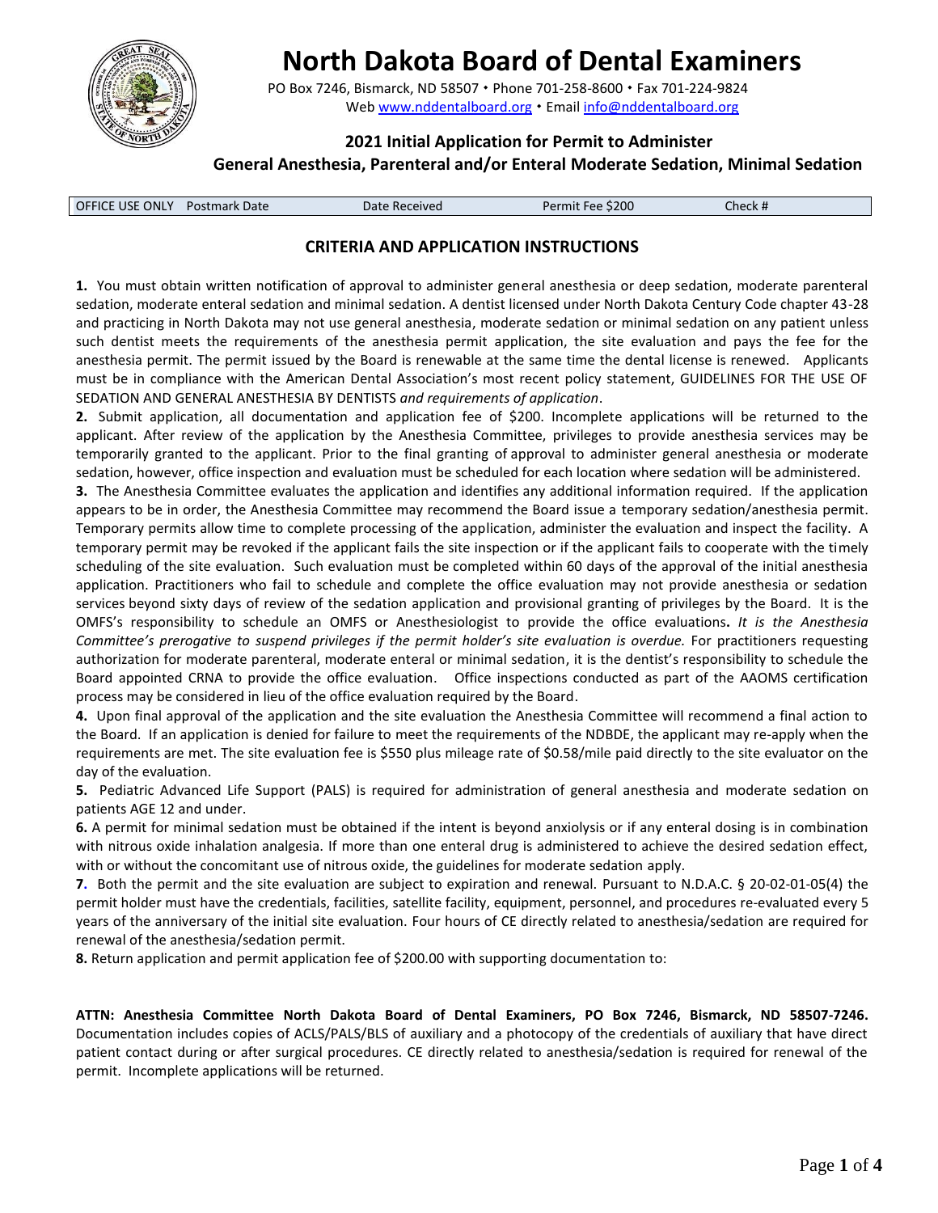# North Dakota Board of Dental Examiners

PO Box 7246, Bismarck, ND 58507 • Phone 701-258-8600 • Fax 701-224-9824
Web www.nddentalboard.org • Email info@nddentalboard.org

## 2021 Initial Application for Permit to Administer General Anesthesia, Parenteral and/or Enteral Moderate Sedation, Minimal Sedation

| OFFICE USE ONLY | Postmark Date | Date Received | Permit Fee $200 | Check # |
|---|---|---|---|---|

### CRITERIA AND APPLICATION INSTRUCTIONS

**1.** You must obtain written notification of approval to administer general anesthesia or deep sedation, moderate parenteral sedation, moderate enteral sedation and minimal sedation. A dentist licensed under North Dakota Century Code chapter 43-28 and practicing in North Dakota may not use general anesthesia, moderate sedation or minimal sedation on any patient unless such dentist meets the requirements of the anesthesia permit application, the site evaluation and pays the fee for the anesthesia permit. The permit issued by the Board is renewable at the same time the dental license is renewed. Applicants must be in compliance with the American Dental Association's most recent policy statement, GUIDELINES FOR THE USE OF SEDATION AND GENERAL ANESTHESIA BY DENTISTS *and requirements of application*.

**2.** Submit application, all documentation and application fee of $200. Incomplete applications will be returned to the applicant. After review of the application by the Anesthesia Committee, privileges to provide anesthesia services may be temporarily granted to the applicant. Prior to the final granting of approval to administer general anesthesia or moderate sedation, however, office inspection and evaluation must be scheduled for each location where sedation will be administered.

**3.** The Anesthesia Committee evaluates the application and identifies any additional information required. If the application appears to be in order, the Anesthesia Committee may recommend the Board issue a temporary sedation/anesthesia permit. Temporary permits allow time to complete processing of the application, administer the evaluation and inspect the facility. A temporary permit may be revoked if the applicant fails the site inspection or if the applicant fails to cooperate with the timely scheduling of the site evaluation. Such evaluation must be completed within 60 days of the approval of the initial anesthesia application. Practitioners who fail to schedule and complete the office evaluation may not provide anesthesia or sedation services beyond sixty days of review of the sedation application and provisional granting of privileges by the Board. It is the OMFS's responsibility to schedule an OMFS or Anesthesiologist to provide the office evaluations**.** *It is the Anesthesia Committee's prerogative to suspend privileges if the permit holder's site evaluation is overdue.* For practitioners requesting authorization for moderate parenteral, moderate enteral or minimal sedation, it is the dentist's responsibility to schedule the Board appointed CRNA to provide the office evaluation. Office inspections conducted as part of the AAOMS certification process may be considered in lieu of the office evaluation required by the Board.

**4.** Upon final approval of the application and the site evaluation the Anesthesia Committee will recommend a final action to the Board. If an application is denied for failure to meet the requirements of the NDBDE, the applicant may re-apply when the requirements are met. The site evaluation fee is $550 plus mileage rate of $0.58/mile paid directly to the site evaluator on the day of the evaluation.

**5.** Pediatric Advanced Life Support (PALS) is required for administration of general anesthesia and moderate sedation on patients AGE 12 and under.

**6.** A permit for minimal sedation must be obtained if the intent is beyond anxiolysis or if any enteral dosing is in combination with nitrous oxide inhalation analgesia. If more than one enteral drug is administered to achieve the desired sedation effect, with or without the concomitant use of nitrous oxide, the guidelines for moderate sedation apply.

**7.** Both the permit and the site evaluation are subject to expiration and renewal. Pursuant to N.D.A.C. § 20-02-01-05(4) the permit holder must have the credentials, facilities, satellite facility, equipment, personnel, and procedures re-evaluated every 5 years of the anniversary of the initial site evaluation. Four hours of CE directly related to anesthesia/sedation are required for renewal of the anesthesia/sedation permit.

**8.** Return application and permit application fee of $200.00 with supporting documentation to:

**ATTN: Anesthesia Committee North Dakota Board of Dental Examiners, PO Box 7246, Bismarck, ND 58507-7246.** Documentation includes copies of ACLS/PALS/BLS of auxiliary and a photocopy of the credentials of auxiliary that have direct patient contact during or after surgical procedures. CE directly related to anesthesia/sedation is required for renewal of the permit. Incomplete applications will be returned.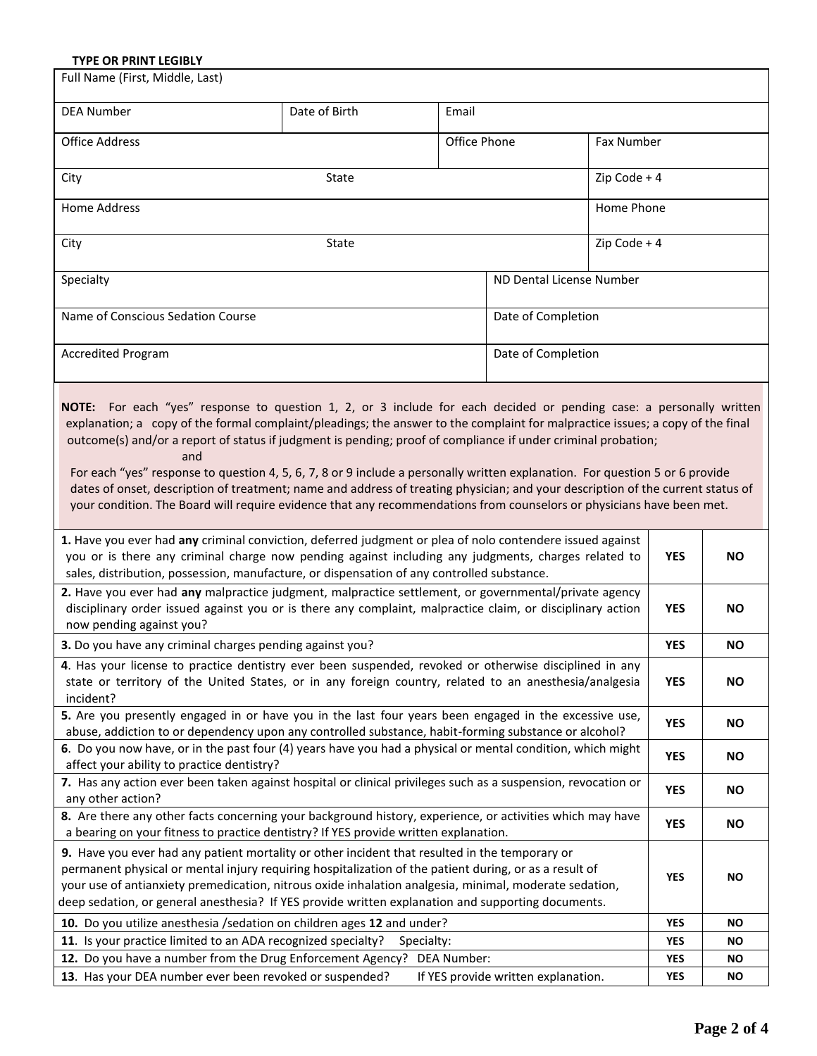**TYPE OR PRINT LEGIBLY**

| Full Name (First, Middle, Last) | | | |
|---|---|---|---|
| DEA Number | Date of Birth | Email | |
| Office Address | | Office Phone | Fax Number |
| City | State | | Zip Code + 4 |
| Home Address | | | Home Phone |
| City | State | | Zip Code + 4 |
| Specialty | | ND Dental License Number | |
| Name of Conscious Sedation Course | | Date of Completion | |
| Accredited Program | | Date of Completion | |

**NOTE:** For each "yes" response to question 1, 2, or 3 include for each decided or pending case: a personally written explanation; a copy of the formal complaint/pleadings; the answer to the complaint for malpractice issues; a copy of the final outcome(s) and/or a report of status if judgment is pending; proof of compliance if under criminal probation;

and

For each "yes" response to question 4, 5, 6, 7, 8 or 9 include a personally written explanation. For question 5 or 6 provide dates of onset, description of treatment; name and address of treating physician; and your description of the current status of your condition. The Board will require evidence that any recommendations from counselors or physicians have been met.

| Question | | |
|---|---|---|
| **1.** Have you ever had **any** criminal conviction, deferred judgment or plea of nolo contendere issued against you or is there any criminal charge now pending against including any judgments, charges related to sales, distribution, possession, manufacture, or dispensation of any controlled substance. | **YES** | **NO** |
| **2.** Have you ever had **any** malpractice judgment, malpractice settlement, or governmental/private agency disciplinary order issued against you or is there any complaint, malpractice claim, or disciplinary action now pending against you? | **YES** | **NO** |
| **3.** Do you have any criminal charges pending against you? | **YES** | **NO** |
| **4**. Has your license to practice dentistry ever been suspended, revoked or otherwise disciplined in any state or territory of the United States, or in any foreign country, related to an anesthesia/analgesia incident? | **YES** | **NO** |
| **5.** Are you presently engaged in or have you in the last four years been engaged in the excessive use, abuse, addiction to or dependency upon any controlled substance, habit-forming substance or alcohol? | **YES** | **NO** |
| **6**. Do you now have, or in the past four (4) years have you had a physical or mental condition, which might affect your ability to practice dentistry? | **YES** | **NO** |
| **7.** Has any action ever been taken against hospital or clinical privileges such as a suspension, revocation or any other action? | **YES** | **NO** |
| **8.** Are there any other facts concerning your background history, experience, or activities which may have a bearing on your fitness to practice dentistry? If YES provide written explanation. | **YES** | **NO** |
| **9.** Have you ever had any patient mortality or other incident that resulted in the temporary or permanent physical or mental injury requiring hospitalization of the patient during, or as a result of your use of antianxiety premedication, nitrous oxide inhalation analgesia, minimal, moderate sedation, deep sedation, or general anesthesia? If YES provide written explanation and supporting documents. | **YES** | **NO** |
| **10.** Do you utilize anesthesia /sedation on children ages **12** and under? | **YES** | **NO** |
| **11**. Is your practice limited to an ADA recognized specialty? Specialty: | **YES** | **NO** |
| **12.** Do you have a number from the Drug Enforcement Agency? DEA Number: | **YES** | **NO** |
| **13**. Has your DEA number ever been revoked or suspended? If YES provide written explanation. | **YES** | **NO** |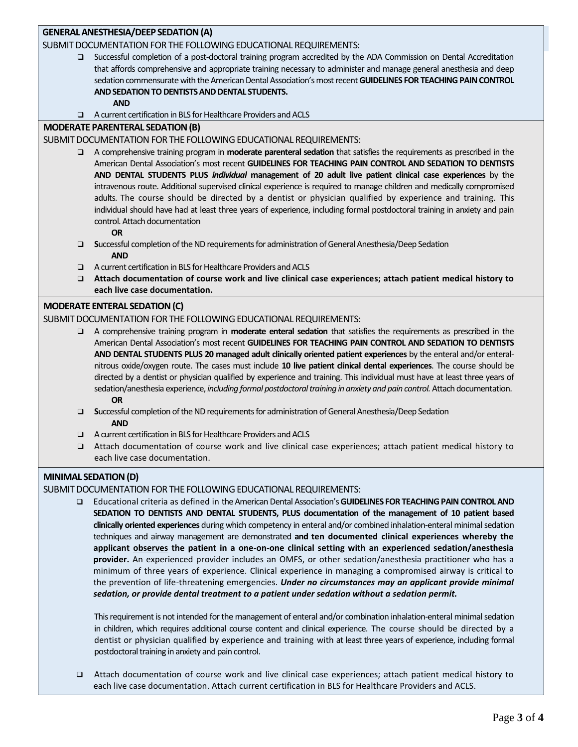**GENERAL ANESTHESIA/DEEP SEDATION (A)**

SUBMIT DOCUMENTATION FOR THE FOLLOWING EDUCATIONAL REQUIREMENTS:

- ❑ Successful completion of a post-doctoral training program accredited by the ADA Commission on Dental Accreditation that affords comprehensive and appropriate training necessary to administer and manage general anesthesia and deep sedation commensurate with the American Dental Association's most recent **GUIDELINES FOR TEACHING PAIN CONTROL AND SEDATION TO DENTISTS AND DENTAL STUDENTS.**

  **AND**
- ❑ A current certification in BLS for Healthcare Providers and ACLS

**MODERATE PARENTERAL SEDATION (B)**

SUBMIT DOCUMENTATION FOR THE FOLLOWING EDUCATIONAL REQUIREMENTS:

- ❑ A comprehensive training program in **moderate parenteral sedation** that satisfies the requirements as prescribed in the American Dental Association's most recent **GUIDELINES FOR TEACHING PAIN CONTROL AND SEDATION TO DENTISTS AND DENTAL STUDENTS PLUS** ***individual*** **management of 20 adult live patient clinical case experiences** by the intravenous route. Additional supervised clinical experience is required to manage children and medically compromised adults. The course should be directed by a dentist or physician qualified by experience and training. This individual should have had at least three years of experience, including formal postdoctoral training in anxiety and pain control. Attach documentation

  **OR**
- ❑ **S**uccessful completion of the ND requirements for administration of General Anesthesia/Deep Sedation

  **AND**
- ❑ A current certification in BLS for Healthcare Providers and ACLS
- ❑ **Attach documentation of course work and live clinical case experiences; attach patient medical history to each live case documentation.**

**MODERATE ENTERAL SEDATION (C)**

SUBMIT DOCUMENTATION FOR THE FOLLOWING EDUCATIONAL REQUIREMENTS:

- ❑ A comprehensive training program in **moderate enteral sedation** that satisfies the requirements as prescribed in the American Dental Association's most recent **GUIDELINES FOR TEACHING PAIN CONTROL AND SEDATION TO DENTISTS AND DENTAL STUDENTS PLUS 20 managed adult clinically oriented patient experiences** by the enteral and/or enteral-nitrous oxide/oxygen route. The cases must include **10 live patient clinical dental experiences**. The course should be directed by a dentist or physician qualified by experience and training. This individual must have at least three years of sedation/anesthesia experience, *including formal postdoctoral training in anxiety and pain control.* Attach documentation.

  **OR**
- ❑ **S**uccessful completion of the ND requirements for administration of General Anesthesia/Deep Sedation

  **AND**
- ❑ A current certification in BLS for Healthcare Providers and ACLS
- ❑ Attach documentation of course work and live clinical case experiences; attach patient medical history to each live case documentation.

**MINIMAL SEDATION (D)**

SUBMIT DOCUMENTATION FOR THE FOLLOWING EDUCATIONAL REQUIREMENTS:

- ❑ Educational criteria as defined in the American Dental Association's **GUIDELINES FOR TEACHING PAIN CONTROL AND SEDATION TO DENTISTS AND DENTAL STUDENTS, PLUS documentation of the management of 10 patient based clinically oriented experiences** during which competency in enteral and/or combined inhalation-enteral minimal sedation techniques and airway management are demonstrated **and ten documented clinical experiences whereby the applicant <u>observes</u> the patient in a one-on-one clinical setting with an experienced sedation/anesthesia provider.** An experienced provider includes an OMFS, or other sedation/anesthesia practitioner who has a minimum of three years of experience. Clinical experience in managing a compromised airway is critical to the prevention of life-threatening emergencies. ***Under no circumstances may an applicant provide minimal sedation, or provide dental treatment to a patient under sedation without a sedation permit.***

  This requirement is not intended for the management of enteral and/or combination inhalation-enteral minimal sedation in children, which requires additional course content and clinical experience. The course should be directed by a dentist or physician qualified by experience and training with at least three years of experience, including formal postdoctoral training in anxiety and pain control.

- ❑ Attach documentation of course work and live clinical case experiences; attach patient medical history to each live case documentation. Attach current certification in BLS for Healthcare Providers and ACLS.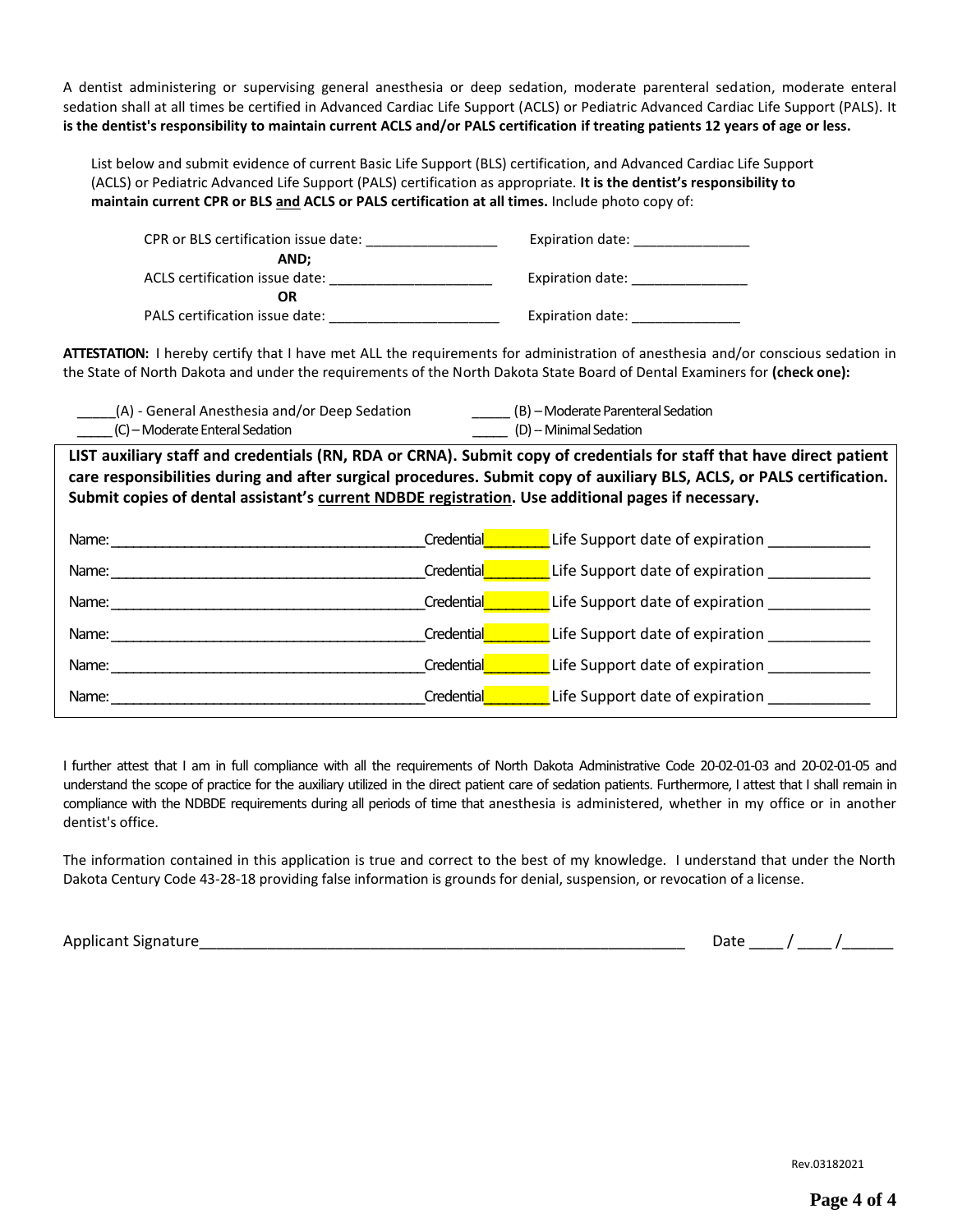A dentist administering or supervising general anesthesia or deep sedation, moderate parenteral sedation, moderate enteral sedation shall at all times be certified in Advanced Cardiac Life Support (ACLS) or Pediatric Advanced Cardiac Life Support (PALS). It **is the dentist's responsibility to maintain current ACLS and/or PALS certification if treating patients 12 years of age or less.**

List below and submit evidence of current Basic Life Support (BLS) certification, and Advanced Cardiac Life Support (ACLS) or Pediatric Advanced Life Support (PALS) certification as appropriate. **It is the dentist's responsibility to maintain current CPR or BLS and ACLS or PALS certification at all times.** Include photo copy of:

CPR or BLS certification issue date: _________________ Expiration date: _______________

**AND;**

ACLS certification issue date: _____________________ Expiration date: _______________

**OR**

PALS certification issue date: ______________________ Expiration date: ______________

**ATTESTATION:** I hereby certify that I have met ALL the requirements for administration of anesthesia and/or conscious sedation in the State of North Dakota and under the requirements of the North Dakota State Board of Dental Examiners for **(check one):**

_____(A) - General Anesthesia and/or Deep Sedation

_____ (B) – Moderate Parenteral Sedation

_____ (C) – Moderate Enteral Sedation

_____ (D) – Minimal Sedation

**LIST auxiliary staff and credentials (RN, RDA or CRNA). Submit copy of credentials for staff that have direct patient care responsibilities during and after surgical procedures. Submit copy of auxiliary BLS, ACLS, or PALS certification. Submit copies of dental assistant's current NDBDE registration. Use additional pages if necessary.**

Name: ________________________________________ Credential ________ Life Support date of expiration ____________

Name: ________________________________________ Credential ________ Life Support date of expiration ____________

Name: ________________________________________ Credential ________ Life Support date of expiration ____________

Name: ________________________________________ Credential ________ Life Support date of expiration ____________

Name: ________________________________________ Credential ________ Life Support date of expiration ____________

Name: ________________________________________ Credential ________ Life Support date of expiration ____________

I further attest that I am in full compliance with all the requirements of North Dakota Administrative Code 20-02-01-03 and 20-02-01-05 and understand the scope of practice for the auxiliary utilized in the direct patient care of sedation patients. Furthermore, I attest that I shall remain in compliance with the NDBDE requirements during all periods of time that anesthesia is administered, whether in my office or in another dentist's office.

The information contained in this application is true and correct to the best of my knowledge. I understand that under the North Dakota Century Code 43-28-18 providing false information is grounds for denial, suspension, or revocation of a license.

Applicant Signature____________________________________________________________ Date ____ / ____ /______

Rev.03182021